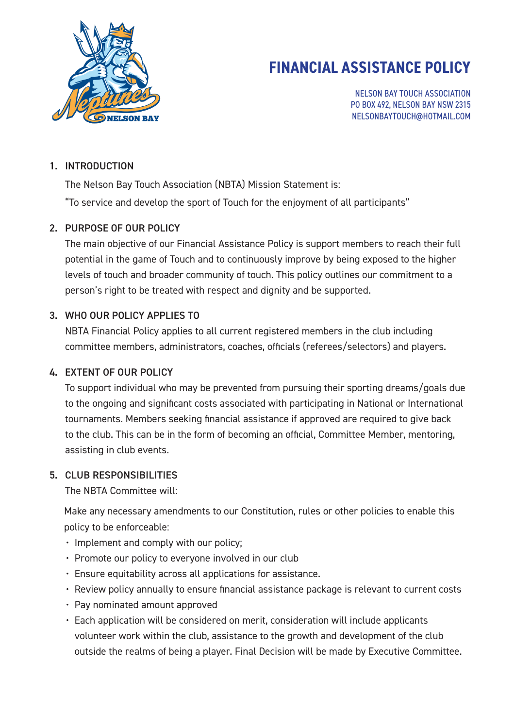# FINANCIAL ASSISTANCE POLICY

NELSON BAY TOUCH ASSOCIATION
PO BOX 492, NELSON BAY NSW 2315
NELSONBAYTOUCH@HOTMAIL.COM

1. INTRODUCTION

   The Nelson Bay Touch Association (NBTA) Mission Statement is:

   "To service and develop the sport of Touch for the enjoyment of all participants"

2. PURPOSE OF OUR POLICY

   The main objective of our Financial Assistance Policy is support members to reach their full potential in the game of Touch and to continuously improve by being exposed to the higher levels of touch and broader community of touch. This policy outlines our commitment to a person's right to be treated with respect and dignity and be supported.

3. WHO OUR POLICY APPLIES TO

   NBTA Financial Policy applies to all current registered members in the club including committee members, administrators, coaches, officials (referees/selectors) and players.

4. EXTENT OF OUR POLICY

   To support individual who may be prevented from pursuing their sporting dreams/goals due to the ongoing and significant costs associated with participating in National or International tournaments. Members seeking financial assistance if approved are required to give back to the club. This can be in the form of becoming an official, Committee Member, mentoring, assisting in club events.

5. CLUB RESPONSIBILITIES

   The NBTA Committee will:

   Make any necessary amendments to our Constitution, rules or other policies to enable this policy to be enforceable:

   - Implement and comply with our policy;
   - Promote our policy to everyone involved in our club
   - Ensure equitability across all applications for assistance.
   - Review policy annually to ensure financial assistance package is relevant to current costs
   - Pay nominated amount approved
   - Each application will be considered on merit, consideration will include applicants volunteer work within the club, assistance to the growth and development of the club outside the realms of being a player. Final Decision will be made by Executive Committee.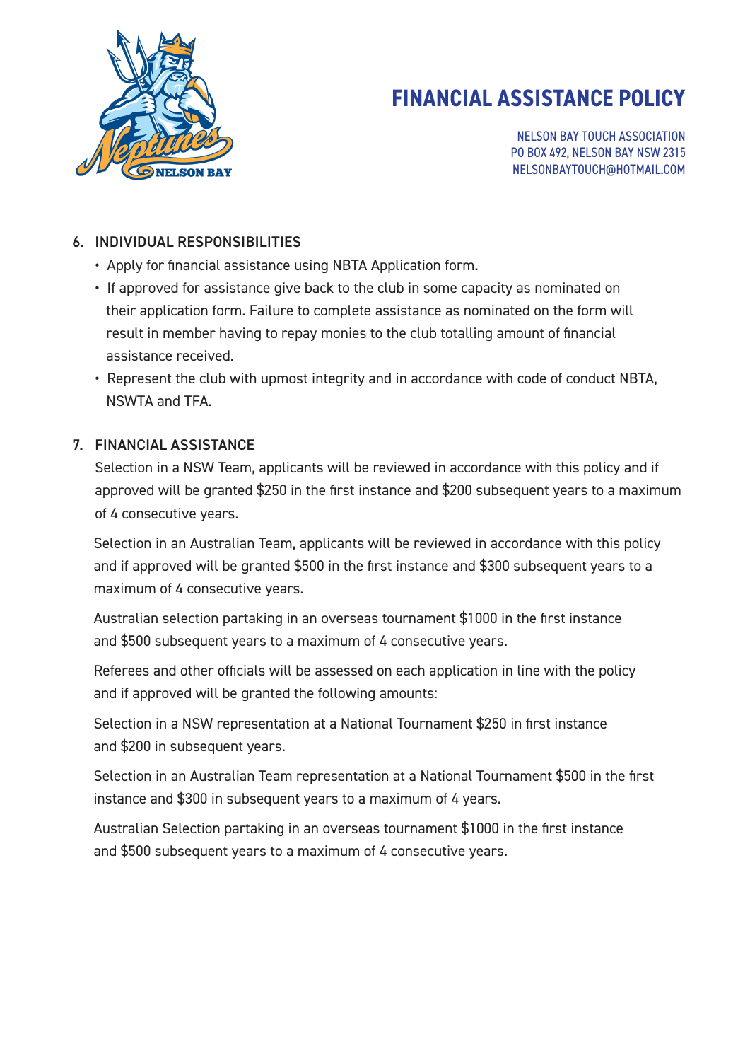# FINANCIAL ASSISTANCE POLICY

NELSON BAY TOUCH ASSOCIATION
PO BOX 492, NELSON BAY NSW 2315
NELSONBAYTOUCH@HOTMAIL.COM

## 6. INDIVIDUAL RESPONSIBILITIES

- Apply for financial assistance using NBTA Application form.
- If approved for assistance give back to the club in some capacity as nominated on their application form. Failure to complete assistance as nominated on the form will result in member having to repay monies to the club totalling amount of financial assistance received.
- Represent the club with upmost integrity and in accordance with code of conduct NBTA, NSWTA and TFA.

## 7. FINANCIAL ASSISTANCE

Selection in a NSW Team, applicants will be reviewed in accordance with this policy and if approved will be granted $250 in the first instance and $200 subsequent years to a maximum of 4 consecutive years.

Selection in an Australian Team, applicants will be reviewed in accordance with this policy and if approved will be granted $500 in the first instance and $300 subsequent years to a maximum of 4 consecutive years.

Australian selection partaking in an overseas tournament $1000 in the first instance and $500 subsequent years to a maximum of 4 consecutive years.

Referees and other officials will be assessed on each application in line with the policy and if approved will be granted the following amounts:

Selection in a NSW representation at a National Tournament $250 in first instance and $200 in subsequent years.

Selection in an Australian Team representation at a National Tournament $500 in the first instance and $300 in subsequent years to a maximum of 4 years.

Australian Selection partaking in an overseas tournament $1000 in the first instance and $500 subsequent years to a maximum of 4 consecutive years.